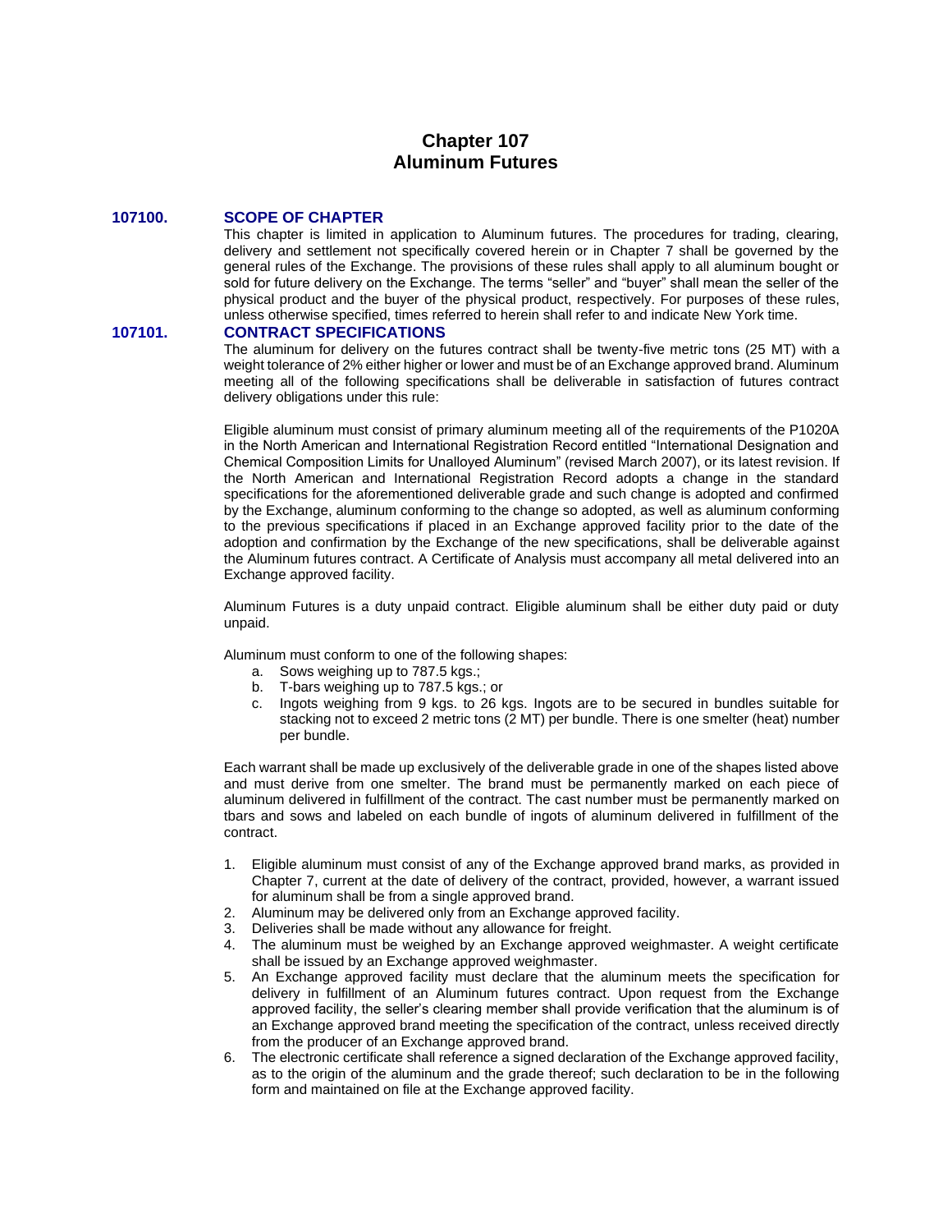# Chapter 107
# Aluminum Futures

## 107100. SCOPE OF CHAPTER

This chapter is limited in application to Aluminum futures. The procedures for trading, clearing, delivery and settlement not specifically covered herein or in Chapter 7 shall be governed by the general rules of the Exchange. The provisions of these rules shall apply to all aluminum bought or sold for future delivery on the Exchange. The terms "seller" and "buyer" shall mean the seller of the physical product and the buyer of the physical product, respectively. For purposes of these rules, unless otherwise specified, times referred to herein shall refer to and indicate New York time.

## 107101. CONTRACT SPECIFICATIONS

The aluminum for delivery on the futures contract shall be twenty-five metric tons (25 MT) with a weight tolerance of 2% either higher or lower and must be of an Exchange approved brand. Aluminum meeting all of the following specifications shall be deliverable in satisfaction of futures contract delivery obligations under this rule:

Eligible aluminum must consist of primary aluminum meeting all of the requirements of the P1020A in the North American and International Registration Record entitled "International Designation and Chemical Composition Limits for Unalloyed Aluminum" (revised March 2007), or its latest revision. If the North American and International Registration Record adopts a change in the standard specifications for the aforementioned deliverable grade and such change is adopted and confirmed by the Exchange, aluminum conforming to the change so adopted, as well as aluminum conforming to the previous specifications if placed in an Exchange approved facility prior to the date of the adoption and confirmation by the Exchange of the new specifications, shall be deliverable against the Aluminum futures contract. A Certificate of Analysis must accompany all metal delivered into an Exchange approved facility.

Aluminum Futures is a duty unpaid contract. Eligible aluminum shall be either duty paid or duty unpaid.

Aluminum must conform to one of the following shapes:

a. Sows weighing up to 787.5 kgs.;
b. T-bars weighing up to 787.5 kgs.; or
c. Ingots weighing from 9 kgs. to 26 kgs. Ingots are to be secured in bundles suitable for stacking not to exceed 2 metric tons (2 MT) per bundle. There is one smelter (heat) number per bundle.

Each warrant shall be made up exclusively of the deliverable grade in one of the shapes listed above and must derive from one smelter. The brand must be permanently marked on each piece of aluminum delivered in fulfillment of the contract. The cast number must be permanently marked on tbars and sows and labeled on each bundle of ingots of aluminum delivered in fulfillment of the contract.

1. Eligible aluminum must consist of any of the Exchange approved brand marks, as provided in Chapter 7, current at the date of delivery of the contract, provided, however, a warrant issued for aluminum shall be from a single approved brand.
2. Aluminum may be delivered only from an Exchange approved facility.
3. Deliveries shall be made without any allowance for freight.
4. The aluminum must be weighed by an Exchange approved weighmaster. A weight certificate shall be issued by an Exchange approved weighmaster.
5. An Exchange approved facility must declare that the aluminum meets the specification for delivery in fulfillment of an Aluminum futures contract. Upon request from the Exchange approved facility, the seller's clearing member shall provide verification that the aluminum is of an Exchange approved brand meeting the specification of the contract, unless received directly from the producer of an Exchange approved brand.
6. The electronic certificate shall reference a signed declaration of the Exchange approved facility, as to the origin of the aluminum and the grade thereof; such declaration to be in the following form and maintained on file at the Exchange approved facility.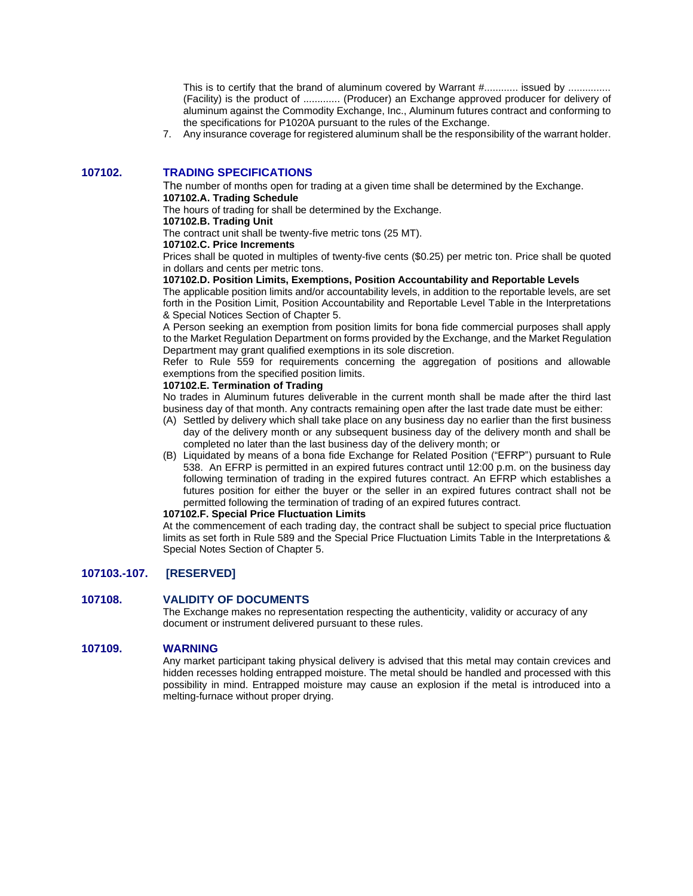This is to certify that the brand of aluminum covered by Warrant #............ issued by ............... (Facility) is the product of ............. (Producer) an Exchange approved producer for delivery of aluminum against the Commodity Exchange, Inc., Aluminum futures contract and conforming to the specifications for P1020A pursuant to the rules of the Exchange.

7. Any insurance coverage for registered aluminum shall be the responsibility of the warrant holder.

## 107102. TRADING SPECIFICATIONS

The number of months open for trading at a given time shall be determined by the Exchange.

**107102.A. Trading Schedule**

The hours of trading for shall be determined by the Exchange.

**107102.B. Trading Unit**

The contract unit shall be twenty-five metric tons (25 MT).

**107102.C. Price Increments**

Prices shall be quoted in multiples of twenty-five cents ($0.25) per metric ton. Price shall be quoted in dollars and cents per metric tons.

**107102.D. Position Limits, Exemptions, Position Accountability and Reportable Levels**

The applicable position limits and/or accountability levels, in addition to the reportable levels, are set forth in the Position Limit, Position Accountability and Reportable Level Table in the Interpretations & Special Notices Section of Chapter 5.

A Person seeking an exemption from position limits for bona fide commercial purposes shall apply to the Market Regulation Department on forms provided by the Exchange, and the Market Regulation Department may grant qualified exemptions in its sole discretion.

Refer to Rule 559 for requirements concerning the aggregation of positions and allowable exemptions from the specified position limits.

**107102.E. Termination of Trading**

No trades in Aluminum futures deliverable in the current month shall be made after the third last business day of that month. Any contracts remaining open after the last trade date must be either:

(A) Settled by delivery which shall take place on any business day no earlier than the first business day of the delivery month or any subsequent business day of the delivery month and shall be completed no later than the last business day of the delivery month; or

(B) Liquidated by means of a bona fide Exchange for Related Position ("EFRP") pursuant to Rule 538. An EFRP is permitted in an expired futures contract until 12:00 p.m. on the business day following termination of trading in the expired futures contract. An EFRP which establishes a futures position for either the buyer or the seller in an expired futures contract shall not be permitted following the termination of trading of an expired futures contract.

**107102.F. Special Price Fluctuation Limits**

At the commencement of each trading day, the contract shall be subject to special price fluctuation limits as set forth in Rule 589 and the Special Price Fluctuation Limits Table in the Interpretations & Special Notes Section of Chapter 5.

## 107103.-107. [RESERVED]

## 107108. VALIDITY OF DOCUMENTS

The Exchange makes no representation respecting the authenticity, validity or accuracy of any document or instrument delivered pursuant to these rules.

## 107109. WARNING

Any market participant taking physical delivery is advised that this metal may contain crevices and hidden recesses holding entrapped moisture. The metal should be handled and processed with this possibility in mind. Entrapped moisture may cause an explosion if the metal is introduced into a melting-furnace without proper drying.